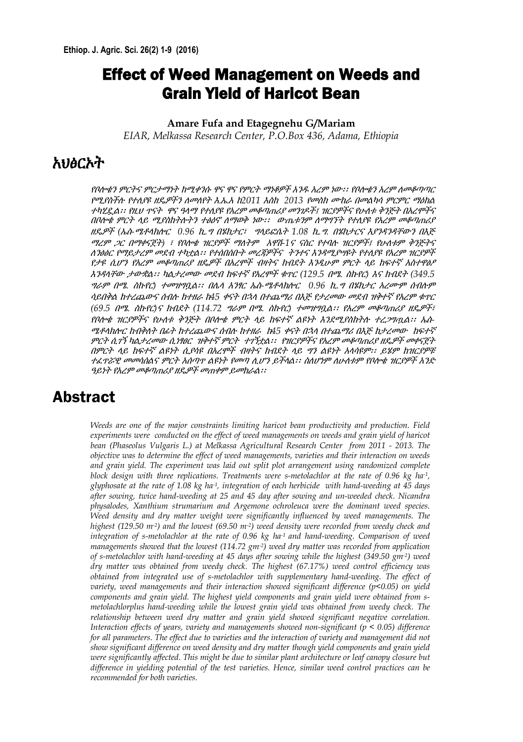# Effect of Weed Management on Weeds and Grain Yield of Haricot Bean

**Amare Fufa and Etagegnehu G/Mariam**

*EIAR, Melkassa Research Center, P.O.Box 436, Adama, Ethiopia*

## አህፅርኦት

*የቦሎቄን ምርትና ምርታማነት ከሚቀንሱ ዋና ዋና የምርት ማነቆዎች አንዱ አረም ነው፡፡ የቦሎቄን አረም ለመቆጣጣር የሚያስችሉ የተለያዩ ዘዴዎችን ለመለየት እ.ኤ.አ ከ2011 እስከ 2013 የመስክ ሙከራ በመልካሳ ምርምር ማዕከል ተካሂዷል፡፡ የዚህ ጥናት ዋና ዓላማ የተለያዩ የአረም መቆጣጠሪያ መንገዶች፣ ዝርያዎችና የሁለቱ ቅንጅት በአረሞችና በቦሎቄ ምርት ላይ ሚያስከትሉትን ተፅዕኖ ለማወቅ ነው፡፡ ውጤቱም ለማግኘት የተለያዩ የአረም መቆጣጠሪያ ዘዴዎች (ኤስ-ሜቶላክሎር 0.96 ኪ.ግ በሄክታር፣ ግላይፎሴት 1.08 ኪ.ግ. በሄክታርና እያንዳንዳቸውን በእጅ ማረም ጋር በማቀናጀት) ፣ የቦሎቄ ዝርያዎች ማለትም አዋሹ-1ና ናስር የተባሉ ዝርያዎች፣ የሁለቱም ቅንጅትና ለንፅፅር የማይታረም መደብ ተካቷል፡፡ የተሰበሰቡት መረጃዎችና ትንተና እንዳሚያሥዩት የተለያዩ የአረም ዝርያዎች የታዩ ሲሆን የአረም መቆጣጠሪያ ዘዴዎች በአረሞች ብዛትና ክብደት እንዲሁም ምርት ላይ ከፍተኛ አስተዋፅዖ እንዳላቸው ታውቋል፡፡ ካልታረመው መደብ ከፍተኛ የአረሞች ቁጥር (129.5 በሜ. ስኩየር) እና ክብደት (349.5 ግራም በሜ. ስኩየር) ተመዝግቧል፡፡ በሌላ አንፃር ኤስ-ሜቶላክሎር 0.96 ኪ.ግ በሄክታር አረሙም ሰብሉም ሳይበቅል ከተረጨውና ሰብሉ ከተዘራ ከ45 ቀናት በኋላ በተጨማሪ በእጅ የታረመው መደብ ዝቅተኛ የአረም ቁጥር (69.5 በሜ. ስኩየር)ና ክብደት (114.72 ግራም በሜ. ስኩየር) ተመዝግቧል፡፡ የአረም መቆጣጠሪያ ዘዴዎች፣ የቦሎቄ ዝርያዎችና የሁለቱ ቅንጅት በቦሎቄ ምርት ላይ ከፍተኛ ልዩነት እንደሚያስከትሉ ተረጋግጧል፡፡ ኤስ-ሜቶላክሎር ከበቅለት በፊት ከተረጨውና ሰብሉ ከተዘራ ከ45 ቀናት በኋላ በተጨማሪ በእጅ ከታረመው ከፍተኛ ምርት ሲገኝ ካልታረመው ሲሃፀር ዝቅተኛ ምርት ተገኚቷል፡፡ የዝርያዎችና የአረም መቆጣጠሪያ ዘዴዎች መቀናጀት በምርት ላይ ከፍተኛ ልዩነት ሲያሳዩ በአረሞች ብዛትና ክብደት ላይ ግን ልዩነት አላሳዩም፡፡ ይሄም ከዝርያዎቹ ተፈጥሯዊ መመሳሰልና ምርት አሰጣጥ ልዩነት የመጣ ሊሆን ይችላል፡፡ ስለሆነም ለሁለቱም የቦሎቄ ዝርያዎች አንድ ዓይነት የአረም መቆጣጠሪያ ዘዴዎች መጠቀም ይመከራል፡፡*

## Abstract

*Weeds are one of the major constraints limiting haricot bean productivity and production. Field experiments were conducted on the effect of weed managements on weeds and grain yield of haricot bean (Phaseolus Vulgaris L.) at Melkassa Agricultural Research Center from 2011 - 2013. The objective was to determine the effect of weed managements, varieties and their interaction on weeds and grain yield. The experiment was laid out split plot arrangement using randomized complete block design with three replications. Treatments were s-metolachlor at the rate of 0.96 kg ha$^{-1}$, glyphosate at the rate of 1.08 kg ha$^{-1}$, integration of each herbicide with hand-weeding at 45 days after sowing, twice hand-weeding at 25 and 45 day after sowing and un-weeded check. Nicandra physalodes, Xanthium strumarium and Argemone ochroleuca were the dominant weed species. Weed density and dry matter weight were significantly influenced by weed managements. The highest (129.50 m$^{-2}$) and the lowest (69.50 m$^{-2}$) weed density were recorded from weedy check and integration of s-metolachlor at the rate of 0.96 kg ha$^{-1}$ and hand-weeding. Comparison of weed managements showed that the lowest (114.72 gm$^{-2}$) weed dry matter was recorded from application of s-metolachlor with hand-weeding at 45 days after sowing while the highest (349.50 gm$^{-2}$) weed dry matter was obtained from weedy check. The highest (67.17%) weed control efficiency was obtained from integrated use of s-metolachlor with supplementary hand-weeding. The effect of variety, weed managements and their interaction showed significant difference ($p$<0.05) on yield components and grain yield. The highest yield components and grain yield were obtained from s-metolachlorplus hand-weeding while the lowest grain yield was obtained from weedy check. The relationship between weed dry matter and grain yield showed significant negative correlation. Interaction effects of years, variety and managements showed non-significant ($p$ < 0.05) difference for all parameters. The effect due to varieties and the interaction of variety and management did not show significant difference on weed density and dry matter though yield components and grain yield were significantly affected. This might be due to similar plant architecture or leaf canopy closure but difference in yielding potential of the test varieties. Hence, similar weed control practices can be recommended for both varieties.*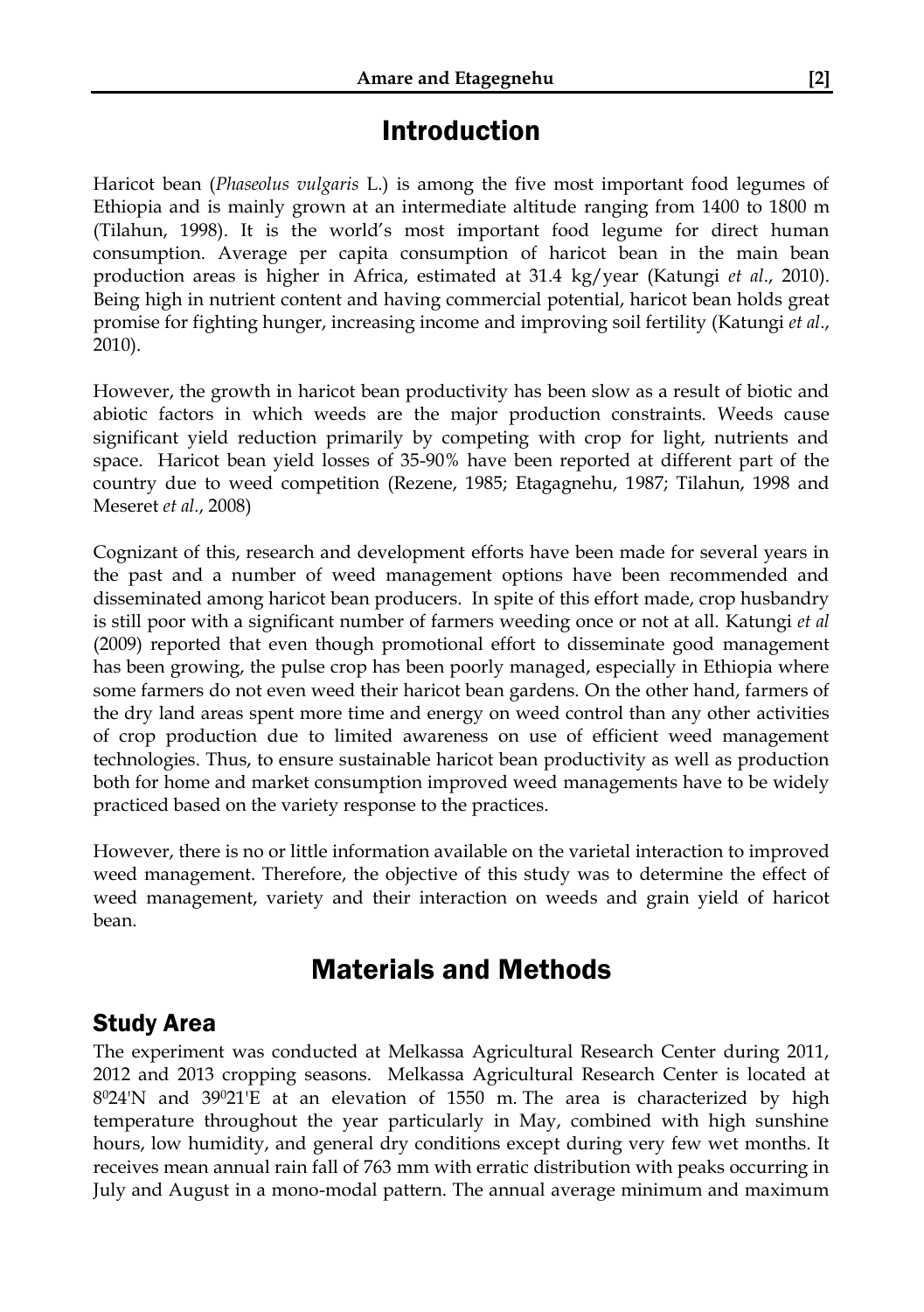# Introduction

Haricot bean (*Phaseolus vulgaris* L.) is among the five most important food legumes of Ethiopia and is mainly grown at an intermediate altitude ranging from 1400 to 1800 m (Tilahun, 1998). It is the world's most important food legume for direct human consumption. Average per capita consumption of haricot bean in the main bean production areas is higher in Africa, estimated at 31.4 kg/year (Katungi *et al*., 2010). Being high in nutrient content and having commercial potential, haricot bean holds great promise for fighting hunger, increasing income and improving soil fertility (Katungi *et al*., 2010).

However, the growth in haricot bean productivity has been slow as a result of biotic and abiotic factors in which weeds are the major production constraints. Weeds cause significant yield reduction primarily by competing with crop for light, nutrients and space. Haricot bean yield losses of 35-90% have been reported at different part of the country due to weed competition (Rezene, 1985; Etagagnehu, 1987; Tilahun, 1998 and Meseret *et al.*, 2008)

Cognizant of this, research and development efforts have been made for several years in the past and a number of weed management options have been recommended and disseminated among haricot bean producers. In spite of this effort made, crop husbandry is still poor with a significant number of farmers weeding once or not at all. Katungi *et al* (2009) reported that even though promotional effort to disseminate good management has been growing, the pulse crop has been poorly managed, especially in Ethiopia where some farmers do not even weed their haricot bean gardens. On the other hand, farmers of the dry land areas spent more time and energy on weed control than any other activities of crop production due to limited awareness on use of efficient weed management technologies. Thus, to ensure sustainable haricot bean productivity as well as production both for home and market consumption improved weed managements have to be widely practiced based on the variety response to the practices.

However, there is no or little information available on the varietal interaction to improved weed management. Therefore, the objective of this study was to determine the effect of weed management, variety and their interaction on weeds and grain yield of haricot bean.

# Materials and Methods

## Study Area

The experiment was conducted at Melkassa Agricultural Research Center during 2011, 2012 and 2013 cropping seasons. Melkassa Agricultural Research Center is located at $8^0$24'N and $39^0$21'E at an elevation of 1550 m. The area is characterized by high temperature throughout the year particularly in May, combined with high sunshine hours, low humidity, and general dry conditions except during very few wet months. It receives mean annual rain fall of 763 mm with erratic distribution with peaks occurring in July and August in a mono-modal pattern. The annual average minimum and maximum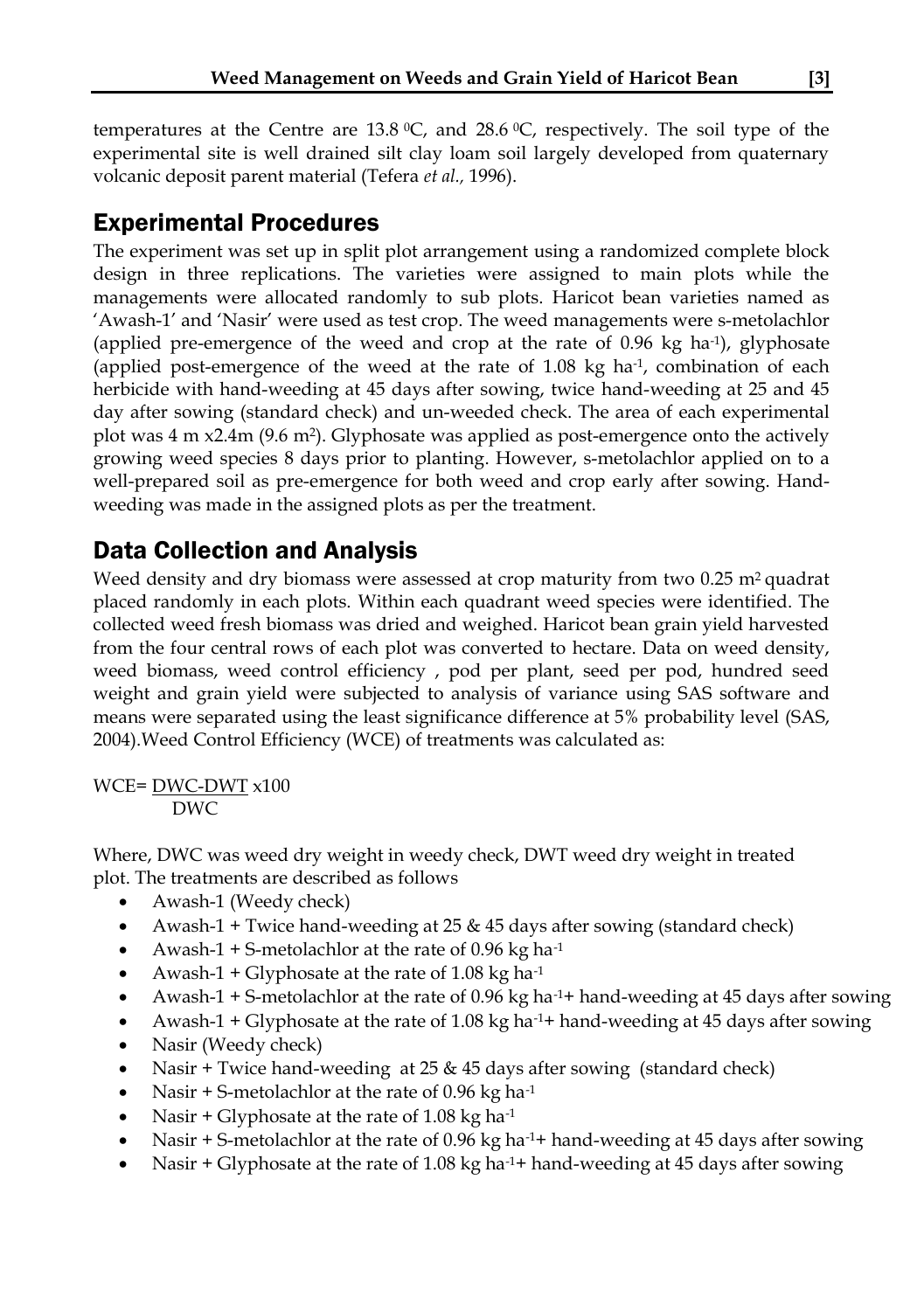temperatures at the Centre are 13.8 $^{0}$C, and 28.6 $^{0}$C, respectively. The soil type of the experimental site is well drained silt clay loam soil largely developed from quaternary volcanic deposit parent material (Tefera *et al.*, 1996).

## Experimental Procedures

The experiment was set up in split plot arrangement using a randomized complete block design in three replications. The varieties were assigned to main plots while the managements were allocated randomly to sub plots. Haricot bean varieties named as 'Awash-1' and 'Nasir' were used as test crop. The weed managements were s-metolachlor (applied pre-emergence of the weed and crop at the rate of 0.96 kg ha$^{-1}$), glyphosate (applied post-emergence of the weed at the rate of 1.08 kg ha$^{-1}$, combination of each herbicide with hand-weeding at 45 days after sowing, twice hand-weeding at 25 and 45 day after sowing (standard check) and un-weeded check. The area of each experimental plot was 4 m x2.4m (9.6 m$^{2}$). Glyphosate was applied as post-emergence onto the actively growing weed species 8 days prior to planting. However, s-metolachlor applied on to a well-prepared soil as pre-emergence for both weed and crop early after sowing. Hand-weeding was made in the assigned plots as per the treatment.

## Data Collection and Analysis

Weed density and dry biomass were assessed at crop maturity from two 0.25 m$^{2}$ quadrat placed randomly in each plots. Within each quadrant weed species were identified. The collected weed fresh biomass was dried and weighed. Haricot bean grain yield harvested from the four central rows of each plot was converted to hectare. Data on weed density, weed biomass, weed control efficiency , pod per plant, seed per pod, hundred seed weight and grain yield were subjected to analysis of variance using SAS software and means were separated using the least significance difference at 5% probability level (SAS, 2004).Weed Control Efficiency (WCE) of treatments was calculated as:

$$WCE = \frac{DWC - DWT}{DWC} \times 100$$

Where, DWC was weed dry weight in weedy check, DWT weed dry weight in treated plot. The treatments are described as follows

- Awash-1 (Weedy check)
- Awash-1 + Twice hand-weeding at 25 & 45 days after sowing (standard check)
- Awash-1 + S-metolachlor at the rate of 0.96 kg ha$^{-1}$
- Awash-1 + Glyphosate at the rate of 1.08 kg ha$^{-1}$
- Awash-1 + S-metolachlor at the rate of 0.96 kg ha$^{-1}$+ hand-weeding at 45 days after sowing
- Awash-1 + Glyphosate at the rate of 1.08 kg ha$^{-1}$+ hand-weeding at 45 days after sowing
- Nasir (Weedy check)
- Nasir + Twice hand-weeding at 25 & 45 days after sowing (standard check)
- Nasir + S-metolachlor at the rate of 0.96 kg ha$^{-1}$
- Nasir + Glyphosate at the rate of 1.08 kg ha$^{-1}$
- Nasir + S-metolachlor at the rate of 0.96 kg ha$^{-1}$+ hand-weeding at 45 days after sowing
- Nasir + Glyphosate at the rate of 1.08 kg ha$^{-1}$+ hand-weeding at 45 days after sowing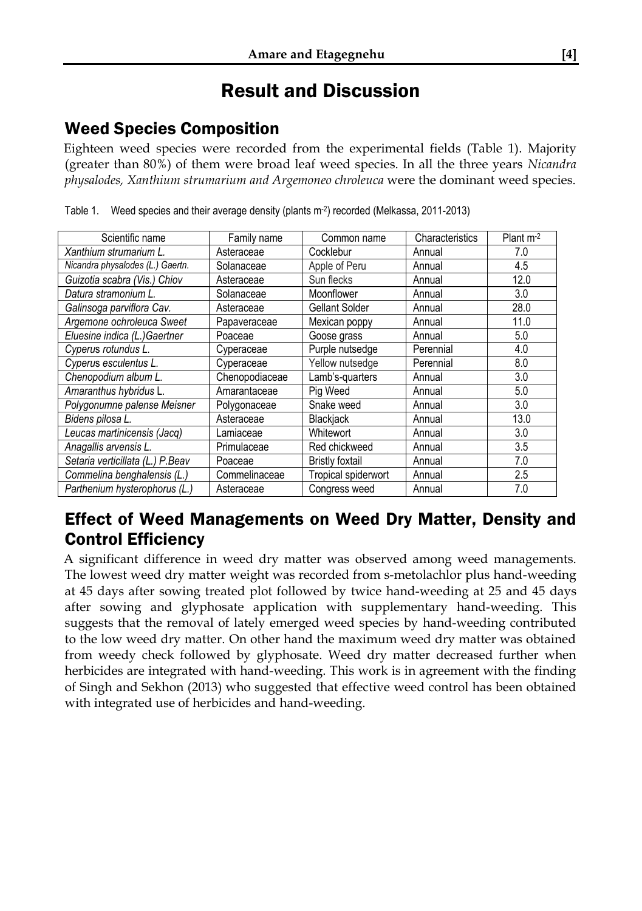# Result and Discussion

## Weed Species Composition

Eighteen weed species were recorded from the experimental fields (Table 1). Majority (greater than 80%) of them were broad leaf weed species. In all the three years *Nicandra physalodes, Xanthium strumarium and Argemoneo chroleuca* were the dominant weed species.

Table 1. Weed species and their average density (plants m$^{-2}$) recorded (Melkassa, 2011-2013)

| Scientific name | Family name | Common name | Characteristics | Plant m$^{-2}$ |
|---|---|---|---|---|
| *Xanthium strumarium L.* | Asteraceae | Cocklebur | Annual | 7.0 |
| *Nicandra physalodes (L.) Gaertn.* | Solanaceae | Apple of Peru | Annual | 4.5 |
| *Guizotia scabra (Vis.) Chiov* | Asteraceae | Sun flecks | Annual | 12.0 |
| *Datura stramonium L.* | Solanaceae | Moonflower | Annual | 3.0 |
| *Galinsoga parviflora Cav.* | Asteraceae | Gellant Solder | Annual | 28.0 |
| *Argemone ochroleuca Sweet* | Papaveraceae | Mexican poppy | Annual | 11.0 |
| *Eluesine indica (L.)Gaertner* | Poaceae | Goose grass | Annual | 5.0 |
| *Cyperus rotundus L.* | Cyperaceae | Purple nutsedge | Perennial | 4.0 |
| *Cyperus esculentus L.* | Cyperaceae | Yellow nutsedge | Perennial | 8.0 |
| *Chenopodium album L.* | Chenopodiaceae | Lamb's-quarters | Annual | 3.0 |
| *Amaranthus hybridus* L. | Amarantaceae | Pig Weed | Annual | 5.0 |
| *Polygonumne palense Meisner* | Polygonaceae | Snake weed | Annual | 3.0 |
| *Bidens pilosa L.* | Asteraceae | Blackjack | Annual | 13.0 |
| *Leucas martinicensis (Jacq)* | Lamiaceae | Whitewort | Annual | 3.0 |
| *Anagallis arvensis L.* | Primulaceae | Red chickweed | Annual | 3.5 |
| *Setaria verticillata (L.) P.Beav* | Poaceae | Bristly foxtail | Annual | 7.0 |
| *Commelina benghalensis (L.)* | Commelinaceae | Tropical spiderwort | Annual | 2.5 |
| *Parthenium hysterophorus (L.)* | Asteraceae | Congress weed | Annual | 7.0 |

## Effect of Weed Managements on Weed Dry Matter, Density and Control Efficiency

A significant difference in weed dry matter was observed among weed managements. The lowest weed dry matter weight was recorded from s-metolachlor plus hand-weeding at 45 days after sowing treated plot followed by twice hand-weeding at 25 and 45 days after sowing and glyphosate application with supplementary hand-weeding. This suggests that the removal of lately emerged weed species by hand-weeding contributed to the low weed dry matter. On other hand the maximum weed dry matter was obtained from weedy check followed by glyphosate. Weed dry matter decreased further when herbicides are integrated with hand-weeding. This work is in agreement with the finding of Singh and Sekhon (2013) who suggested that effective weed control has been obtained with integrated use of herbicides and hand-weeding.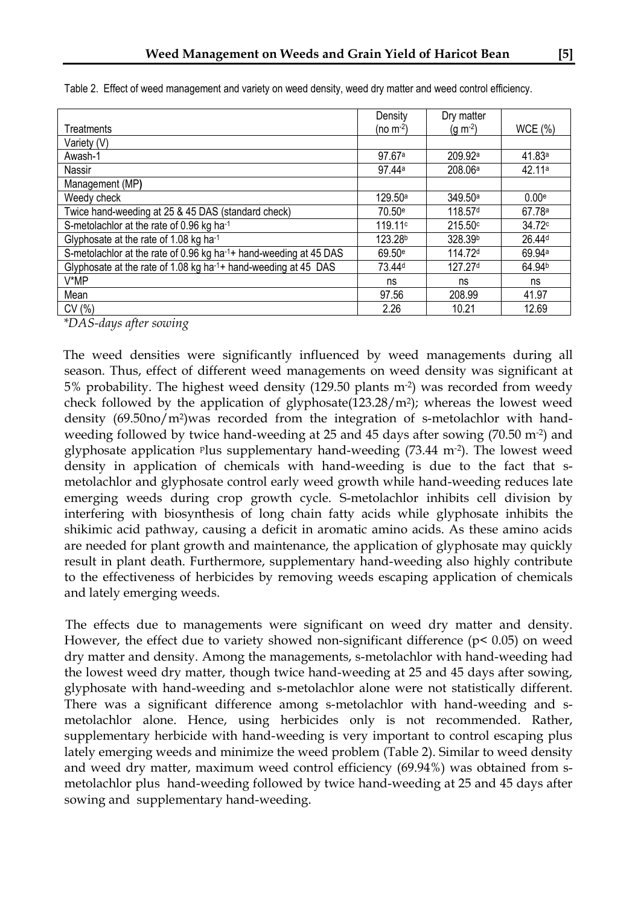Table 2. Effect of weed management and variety on weed density, weed dry matter and weed control efficiency.

| Treatments | Density (no $m^{-2}$) | Dry matter (g $m^{-2}$) | WCE (%) |
|---|---|---|---|
| Variety (V) | | | |
| Awash-1 | 97.67[a] | 209.92[a] | 41.83[a] |
| Nassir | 97.44[a] | 208.06[a] | 42.11[a] |
| Management (MP**)** | | | |
| Weedy check | 129.50[a] | 349.50[a] | 0.00[e] |
| Twice hand-weeding at 25 & 45 DAS (standard check) | 70.50[e] | 118.57[d] | 67.78[a] |
| S-metolachlor at the rate of 0.96 kg $ha^{-1}$ | 119.11[c] | 215.50[c] | 34.72[c] |
| Glyphosate at the rate of 1.08 kg $ha^{-1}$ | 123.28[b] | 328.39[b] | 26.44[d] |
| S-metolachlor at the rate of 0.96 kg $ha^{-1}$+ hand-weeding at 45 DAS | 69.50[e] | 114.72[d] | 69.94[a] |
| Glyphosate at the rate of 1.08 kg $ha^{-1}$+ hand-weeding at 45 DAS | 73.44[d] | 127.27[d] | 64.94[b] |
| V*MP | ns | ns | ns |
| Mean | 97.56 | 208.99 | 41.97 |
| CV (%) | 2.26 | 10.21 | 12.69 |

**DAS-days after sowing*

The weed densities were significantly influenced by weed managements during all season. Thus, effect of different weed managements on weed density was significant at 5% probability. The highest weed density (129.50 plants $m^{-2}$) was recorded from weedy check followed by the application of glyphosate(123.28/$m^2$); whereas the lowest weed density (69.50no/$m^2$)was recorded from the integration of s-metolachlor with hand-weeding followed by twice hand-weeding at 25 and 45 days after sowing (70.50 $m^{-2}$) and glyphosate application plus supplementary hand-weeding (73.44 $m^{-2}$). The lowest weed density in application of chemicals with hand-weeding is due to the fact that s-metolachlor and glyphosate control early weed growth while hand-weeding reduces late emerging weeds during crop growth cycle. S-metolachlor inhibits cell division by interfering with biosynthesis of long chain fatty acids while glyphosate inhibits the shikimic acid pathway, causing a deficit in aromatic amino acids. As these amino acids are needed for plant growth and maintenance, the application of glyphosate may quickly result in plant death. Furthermore, supplementary hand-weeding also highly contribute to the effectiveness of herbicides by removing weeds escaping application of chemicals and lately emerging weeds.

The effects due to managements were significant on weed dry matter and density. However, the effect due to variety showed non-significant difference ($p< 0.05$) on weed dry matter and density. Among the managements, s-metolachlor with hand-weeding had the lowest weed dry matter, though twice hand-weeding at 25 and 45 days after sowing, glyphosate with hand-weeding and s-metolachlor alone were not statistically different. There was a significant difference among s-metolachlor with hand-weeding and s-metolachlor alone. Hence, using herbicides only is not recommended. Rather, supplementary herbicide with hand-weeding is very important to control escaping plus lately emerging weeds and minimize the weed problem (Table 2). Similar to weed density and weed dry matter, maximum weed control efficiency (69.94%) was obtained from s-metolachlor plus hand-weeding followed by twice hand-weeding at 25 and 45 days after sowing and supplementary hand-weeding.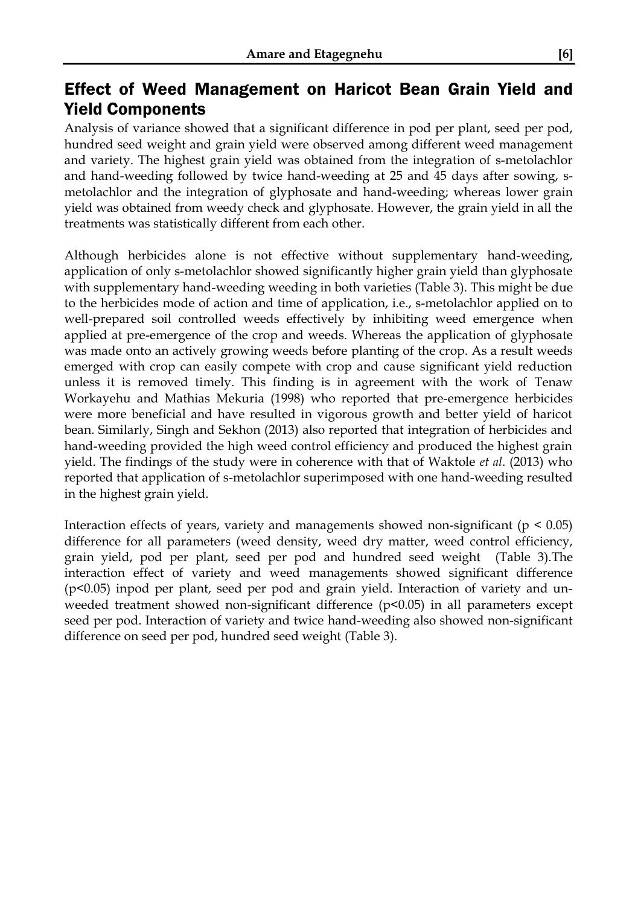## Effect of Weed Management on Haricot Bean Grain Yield and Yield Components

Analysis of variance showed that a significant difference in pod per plant, seed per pod, hundred seed weight and grain yield were observed among different weed management and variety. The highest grain yield was obtained from the integration of s-metolachlor and hand-weeding followed by twice hand-weeding at 25 and 45 days after sowing, s-metolachlor and the integration of glyphosate and hand-weeding; whereas lower grain yield was obtained from weedy check and glyphosate. However, the grain yield in all the treatments was statistically different from each other.

Although herbicides alone is not effective without supplementary hand-weeding, application of only s-metolachlor showed significantly higher grain yield than glyphosate with supplementary hand-weeding weeding in both varieties (Table 3). This might be due to the herbicides mode of action and time of application, i.e., s-metolachlor applied on to well-prepared soil controlled weeds effectively by inhibiting weed emergence when applied at pre-emergence of the crop and weeds. Whereas the application of glyphosate was made onto an actively growing weeds before planting of the crop. As a result weeds emerged with crop can easily compete with crop and cause significant yield reduction unless it is removed timely. This finding is in agreement with the work of Tenaw Workayehu and Mathias Mekuria (1998) who reported that pre-emergence herbicides were more beneficial and have resulted in vigorous growth and better yield of haricot bean. Similarly, Singh and Sekhon (2013) also reported that integration of herbicides and hand-weeding provided the high weed control efficiency and produced the highest grain yield. The findings of the study were in coherence with that of Waktole *et al.* (2013) who reported that application of s-metolachlor superimposed with one hand-weeding resulted in the highest grain yield.

Interaction effects of years, variety and managements showed non-significant ($p < 0.05$) difference for all parameters (weed density, weed dry matter, weed control efficiency, grain yield, pod per plant, seed per pod and hundred seed weight (Table 3).The interaction effect of variety and weed managements showed significant difference ($p<0.05$) inpod per plant, seed per pod and grain yield. Interaction of variety and un-weeded treatment showed non-significant difference ($p<0.05$) in all parameters except seed per pod. Interaction of variety and twice hand-weeding also showed non-significant difference on seed per pod, hundred seed weight (Table 3).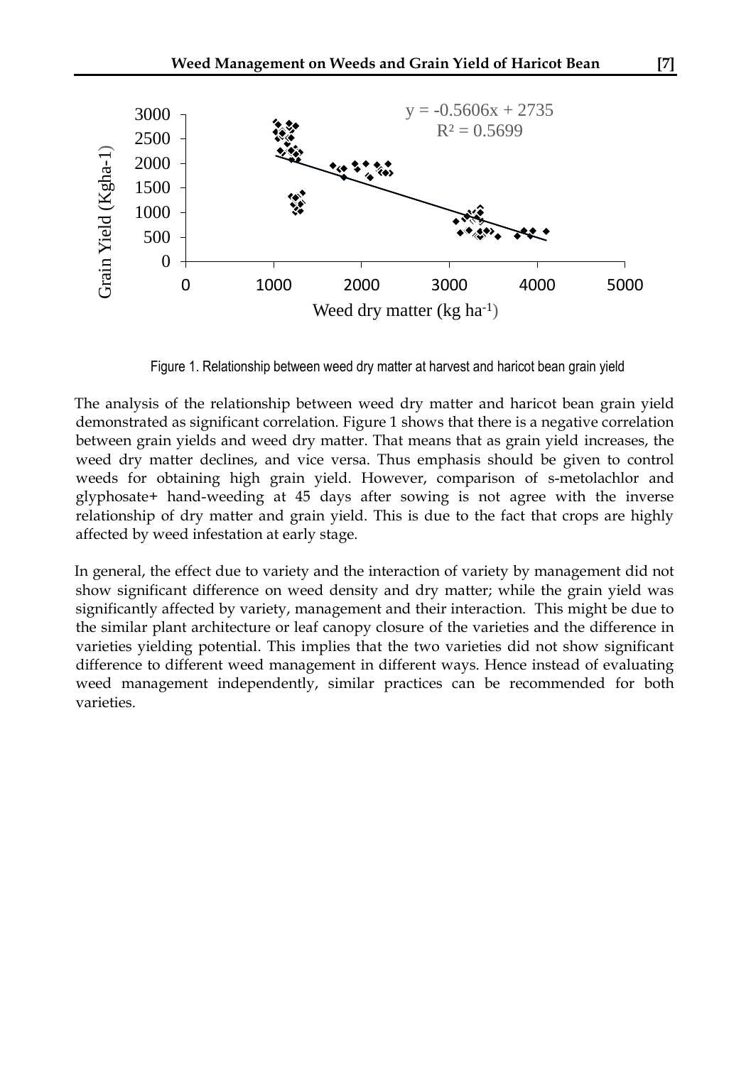Figure 1. Relationship between weed dry matter at harvest and haricot bean grain yield

The analysis of the relationship between weed dry matter and haricot bean grain yield demonstrated as significant correlation. Figure 1 shows that there is a negative correlation between grain yields and weed dry matter. That means that as grain yield increases, the weed dry matter declines, and vice versa. Thus emphasis should be given to control weeds for obtaining high grain yield. However, comparison of s-metolachlor and glyphosate+ hand-weeding at 45 days after sowing is not agree with the inverse relationship of dry matter and grain yield. This is due to the fact that crops are highly affected by weed infestation at early stage.

In general, the effect due to variety and the interaction of variety by management did not show significant difference on weed density and dry matter; while the grain yield was significantly affected by variety, management and their interaction. This might be due to the similar plant architecture or leaf canopy closure of the varieties and the difference in varieties yielding potential. This implies that the two varieties did not show significant difference to different weed management in different ways. Hence instead of evaluating weed management independently, similar practices can be recommended for both varieties.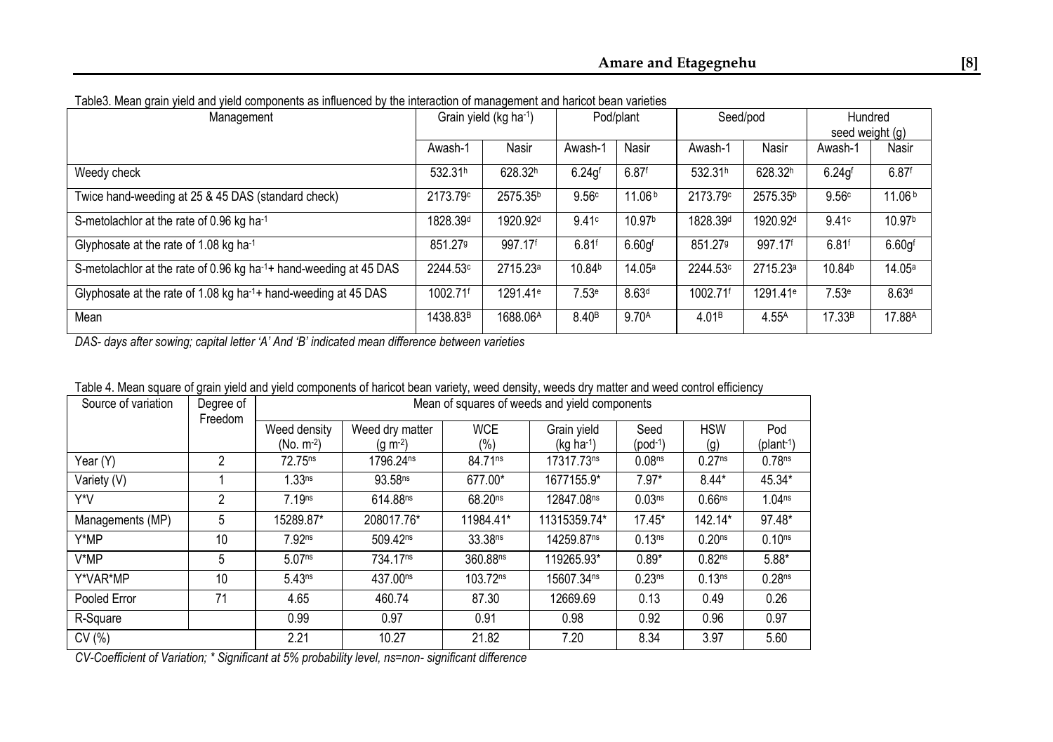Table3. Mean grain yield and yield components as influenced by the interaction of management and haricot bean varieties

| Management | Grain yield (kg ha$^{-1}$) | | Pod/plant | | Seed/pod | | Hundred seed weight (g) | |
|---|---|---|---|---|---|---|---|---|
| | Awash-1 | Nasir | Awash-1 | Nasir | Awash-1 | Nasir | Awash-1 | Nasir |
| Weedy check | 532.31$^{h}$ | 628.32$^{h}$ | 6.24g$^{f}$ | 6.87$^{f}$ | 532.31$^{h}$ | 628.32$^{h}$ | 6.24g$^{f}$ | 6.87$^{f}$ |
| Twice hand-weeding at 25 & 45 DAS (standard check) | 2173.79$^{c}$ | 2575.35$^{b}$ | 9.56$^{c}$ | 11.06$^{b}$ | 2173.79$^{c}$ | 2575.35$^{b}$ | 9.56$^{c}$ | 11.06$^{b}$ |
| S-metolachlor at the rate of 0.96 kg ha$^{-1}$ | 1828.39$^{d}$ | 1920.92$^{d}$ | 9.41$^{c}$ | 10.97$^{b}$ | 1828.39$^{d}$ | 1920.92$^{d}$ | 9.41$^{c}$ | 10.97$^{b}$ |
| Glyphosate at the rate of 1.08 kg ha$^{-1}$ | 851.27$^{g}$ | 997.17$^{f}$ | 6.81$^{f}$ | 6.60g$^{f}$ | 851.27$^{g}$ | 997.17$^{f}$ | 6.81$^{f}$ | 6.60g$^{f}$ |
| S-metolachlor at the rate of 0.96 kg ha$^{-1}$+ hand-weeding at 45 DAS | 2244.53$^{c}$ | 2715.23$^{a}$ | 10.84$^{b}$ | 14.05$^{a}$ | 2244.53$^{c}$ | 2715.23$^{a}$ | 10.84$^{b}$ | 14.05$^{a}$ |
| Glyphosate at the rate of 1.08 kg ha$^{-1}$+ hand-weeding at 45 DAS | 1002.71$^{f}$ | 1291.41$^{e}$ | 7.53$^{e}$ | 8.63$^{d}$ | 1002.71$^{f}$ | 1291.41$^{e}$ | 7.53$^{e}$ | 8.63$^{d}$ |
| Mean | 1438.83$^{B}$ | 1688.06$^{A}$ | 8.40$^{B}$ | 9.70$^{A}$ | 4.01$^{B}$ | 4.55$^{A}$ | 17.33$^{B}$ | 17.88$^{A}$ |

*DAS- days after sowing; capital letter 'A' And 'B' indicated mean difference between varieties*

Table 4. Mean square of grain yield and yield components of haricot bean variety, weed density, weeds dry matter and weed control efficiency

| Source of variation | Degree of Freedom | Mean of squares of weeds and yield components | | | | | | |
|---|---|---|---|---|---|---|---|---|
| | | Weed density (No. m$^{-2}$) | Weed dry matter (g m$^{-2}$) | WCE (%) | Grain yield (kg ha$^{-1}$) | Seed (pod$^{-1}$) | HSW (g) | Pod (plant$^{-1}$) |
| Year (Y) | 2 | 72.75$^{ns}$ | 1796.24$^{ns}$ | 84.71$^{ns}$ | 17317.73$^{ns}$ | 0.08$^{ns}$ | 0.27$^{ns}$ | 0.78$^{ns}$ |
| Variety (V) | 1 | 1.33$^{ns}$ | 93.58$^{ns}$ | 677.00* | 1677155.9* | 7.97* | 8.44* | 45.34* |
| Y*V | 2 | 7.19$^{ns}$ | 614.88$^{ns}$ | 68.20$^{ns}$ | 12847.08$^{ns}$ | 0.03$^{ns}$ | 0.66$^{ns}$ | 1.04$^{ns}$ |
| Managements (MP) | 5 | 15289.87* | 208017.76* | 11984.41* | 11315359.74* | 17.45* | 142.14* | 97.48* |
| Y*MP | 10 | 7.92$^{ns}$ | 509.42$^{ns}$ | 33.38$^{ns}$ | 14259.87$^{ns}$ | 0.13$^{ns}$ | 0.20$^{ns}$ | 0.10$^{ns}$ |
| V*MP | 5 | 5.07$^{ns}$ | 734.17$^{ns}$ | 360.88$^{ns}$ | 119265.93* | 0.89* | 0.82$^{ns}$ | 5.88* |
| Y*VAR*MP | 10 | 5.43$^{ns}$ | 437.00$^{ns}$ | 103.72$^{ns}$ | 15607.34$^{ns}$ | 0.23$^{ns}$ | 0.13$^{ns}$ | 0.28$^{ns}$ |
| Pooled Error | 71 | 4.65 | 460.74 | 87.30 | 12669.69 | 0.13 | 0.49 | 0.26 |
| R-Square | | 0.99 | 0.97 | 0.91 | 0.98 | 0.92 | 0.96 | 0.97 |
| CV (%) | | 2.21 | 10.27 | 21.82 | 7.20 | 8.34 | 3.97 | 5.60 |

*CV-Coefficient of Variation; * Significant at 5% probability level, ns=non- significant difference*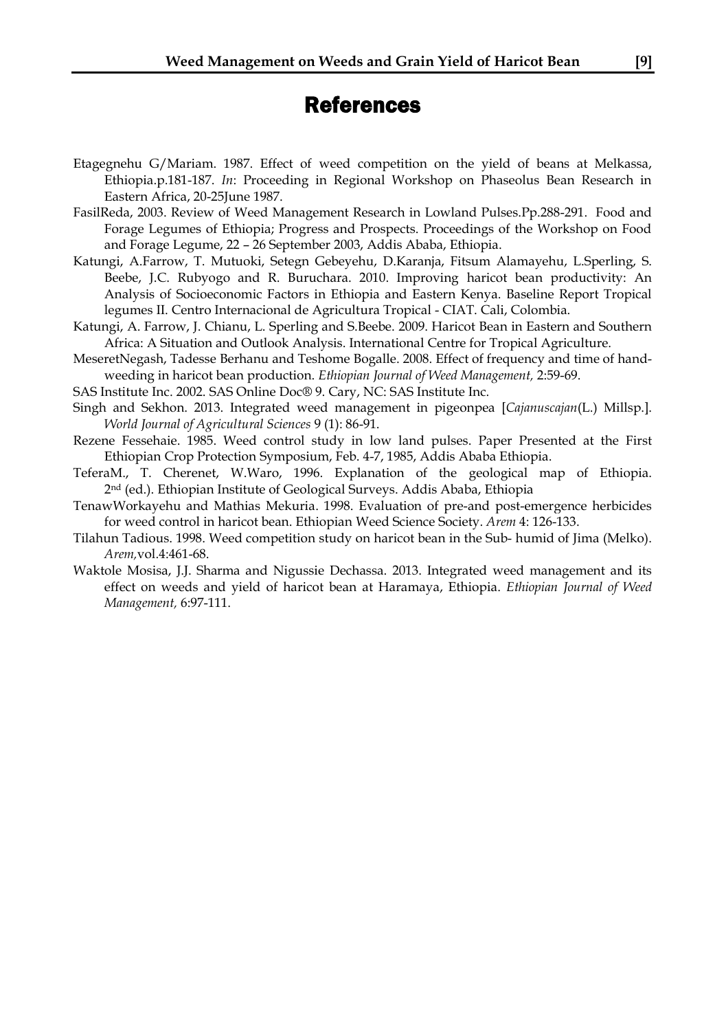# References

Etagegnehu G/Mariam. 1987. Effect of weed competition on the yield of beans at Melkassa, Ethiopia.p.181-187. *In*: Proceeding in Regional Workshop on Phaseolus Bean Research in Eastern Africa, 20-25June 1987.

FasilReda, 2003. Review of Weed Management Research in Lowland Pulses.Pp.288-291. Food and Forage Legumes of Ethiopia; Progress and Prospects. Proceedings of the Workshop on Food and Forage Legume, 22 – 26 September 2003, Addis Ababa, Ethiopia.

Katungi, A.Farrow, T. Mutuoki, Setegn Gebeyehu, D.Karanja, Fitsum Alamayehu, L.Sperling, S. Beebe, J.C. Rubyogo and R. Buruchara. 2010. Improving haricot bean productivity: An Analysis of Socioeconomic Factors in Ethiopia and Eastern Kenya. Baseline Report Tropical legumes II. Centro Internacional de Agricultura Tropical - CIAT. Cali, Colombia.

Katungi, A. Farrow, J. Chianu, L. Sperling and S.Beebe. 2009. Haricot Bean in Eastern and Southern Africa: A Situation and Outlook Analysis. International Centre for Tropical Agriculture.

MeseretNegash, Tadesse Berhanu and Teshome Bogalle. 2008. Effect of frequency and time of hand-weeding in haricot bean production. *Ethiopian Journal of Weed Management,* 2:59-69.

SAS Institute Inc. 2002. SAS Online Doc® 9. Cary, NC: SAS Institute Inc.

Singh and Sekhon. 2013. Integrated weed management in pigeonpea [*Cajanuscajan*(L.) Millsp.]. *World Journal of Agricultural Sciences* 9 (1): 86-91.

Rezene Fessehaie. 1985. Weed control study in low land pulses. Paper Presented at the First Ethiopian Crop Protection Symposium, Feb. 4-7, 1985, Addis Ababa Ethiopia.

TeferaM., T. Cherenet, W.Waro, 1996. Explanation of the geological map of Ethiopia. 2nd (ed.). Ethiopian Institute of Geological Surveys. Addis Ababa, Ethiopia

TenawWorkayehu and Mathias Mekuria. 1998. Evaluation of pre-and post-emergence herbicides for weed control in haricot bean. Ethiopian Weed Science Society. *Arem* 4: 126-133.

Tilahun Tadious. 1998. Weed competition study on haricot bean in the Sub- humid of Jima (Melko). *Arem,*vol.4:461-68.

Waktole Mosisa, J.J. Sharma and Nigussie Dechassa. 2013. Integrated weed management and its effect on weeds and yield of haricot bean at Haramaya, Ethiopia. *Ethiopian Journal of Weed Management,* 6:97-111.